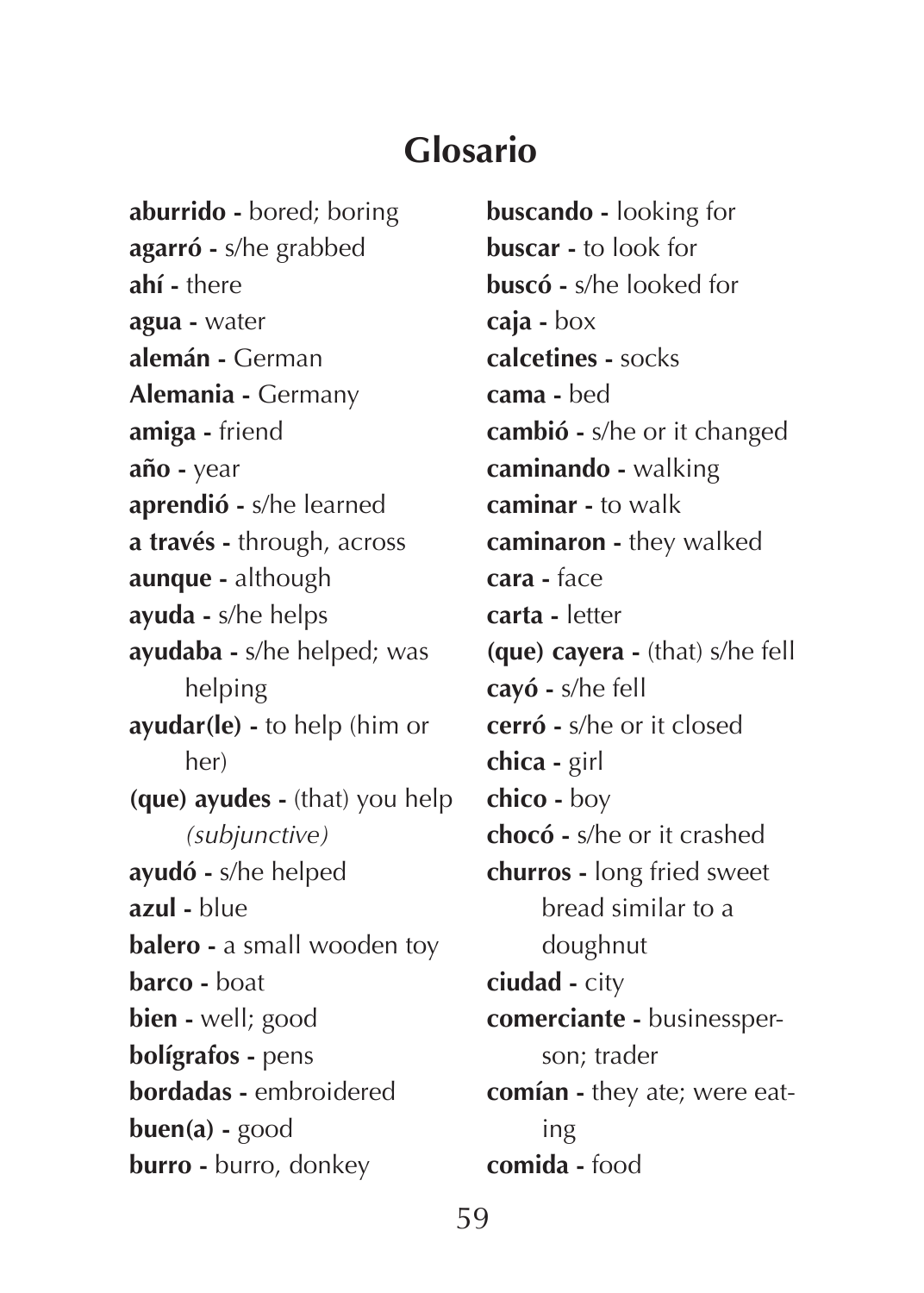# Glosario

**aburrido -** bored; boring
**agarró -** s/he grabbed
**ahí -** there
**agua -** water
**alemán -** German
**Alemania -** Germany
**amiga -** friend
**año -** year
**aprendió -** s/he learned
**a través -** through, across
**aunque -** although
**ayuda -** s/he helps
**ayudaba -** s/he helped; was helping
**ayudar(le) -** to help (him or her)
**(que) ayudes -** (that) you help *(subjunctive)*
**ayudó -** s/he helped
**azul -** blue
**balero -** a small wooden toy
**barco -** boat
**bien -** well; good
**bolígrafos -** pens
**bordadas -** embroidered
**buen(a) -** good
**burro -** burro, donkey
**buscando -** looking for
**buscar -** to look for
**buscó -** s/he looked for
**caja -** box
**calcetines -** socks
**cama -** bed
**cambió -** s/he or it changed
**caminando -** walking
**caminar -** to walk
**caminaron -** they walked
**cara -** face
**carta -** letter
**(que) cayera -** (that) s/he fell
**cayó -** s/he fell
**cerró -** s/he or it closed
**chica -** girl
**chico -** boy
**chocó -** s/he or it crashed
**churros -** long fried sweet bread similar to a doughnut
**ciudad -** city
**comerciante -** businessperson; trader
**comían -** they ate; were eating
**comida -** food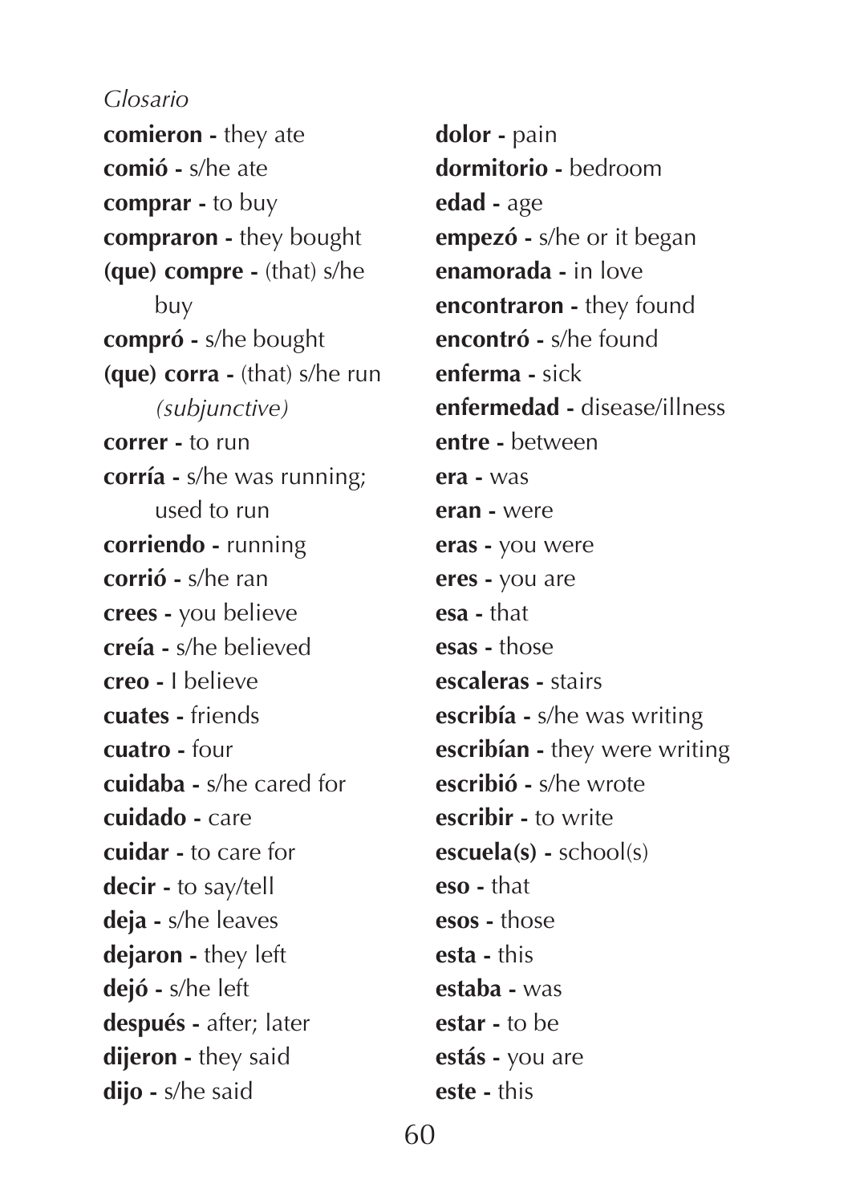*Glosario*

**comieron -** they ate
**comió -** s/he ate
**comprar -** to buy
**compraron -** they bought
**(que) compre -** (that) s/he buy
**compró -** s/he bought
**(que) corra -** (that) s/he run *(subjunctive)*
**correr -** to run
**corría -** s/he was running; used to run
**corriendo -** running
**corrió -** s/he ran
**crees -** you believe
**creía -** s/he believed
**creo -** I believe
**cuates -** friends
**cuatro -** four
**cuidaba -** s/he cared for
**cuidado -** care
**cuidar -** to care for
**decir -** to say/tell
**deja -** s/he leaves
**dejaron -** they left
**dejó -** s/he left
**después -** after; later
**dijeron -** they said
**dijo -** s/he said
**dolor -** pain
**dormitorio -** bedroom
**edad -** age
**empezó -** s/he or it began
**enamorada -** in love
**encontraron -** they found
**encontró -** s/he found
**enferma -** sick
**enfermedad -** disease/illness
**entre -** between
**era -** was
**eran -** were
**eras -** you were
**eres -** you are
**esa -** that
**esas -** those
**escaleras -** stairs
**escribía -** s/he was writing
**escribían -** they were writing
**escribió -** s/he wrote
**escribir -** to write
**escuela(s) -** school(s)
**eso -** that
**esos -** those
**esta -** this
**estaba -** was
**estar -** to be
**estás -** you are
**este -** this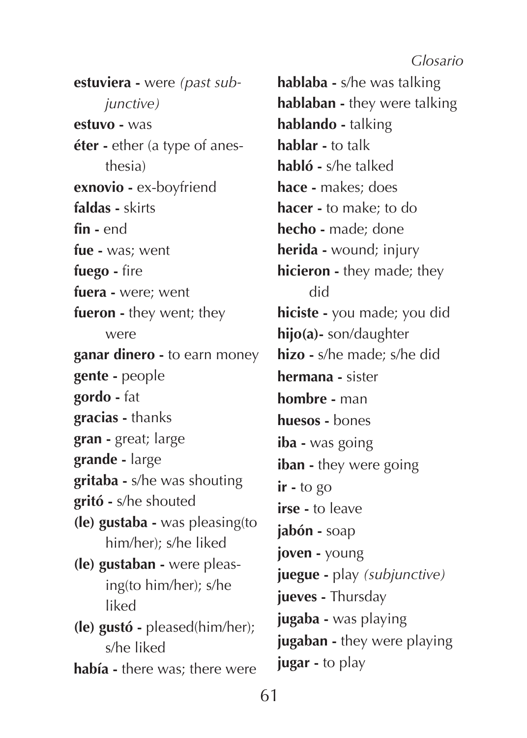**estuviera -** were *(past subjunctive)*

**estuvo -** was

**éter -** ether (a type of anesthesia)

**exnovio -** ex-boyfriend

**faldas -** skirts

**fin -** end

**fue -** was; went

**fuego -** fire

**fuera -** were; went

**fueron -** they went; they were

**ganar dinero -** to earn money

**gente -** people

**gordo -** fat

**gracias -** thanks

**gran -** great; large

**grande -** large

**gritaba -** s/he was shouting

**gritó -** s/he shouted

**(le) gustaba -** was pleasing(to him/her); s/he liked

**(le) gustaban -** were pleasing(to him/her); s/he liked

**(le) gustó -** pleased(him/her); s/he liked

**había -** there was; there were

**hablaba -** s/he was talking

**hablaban -** they were talking

**hablando -** talking

**hablar -** to talk

**habló -** s/he talked

**hace -** makes; does

**hacer -** to make; to do

**hecho -** made; done

**herida -** wound; injury

**hicieron -** they made; they did

**hiciste -** you made; you did

**hijo(a)-** son/daughter

**hizo -** s/he made; s/he did

**hermana -** sister

**hombre -** man

**huesos -** bones

**iba -** was going

**iban -** they were going

**ir -** to go

**irse -** to leave

**jabón -** soap

**joven -** young

**juegue -** play *(subjunctive)*

**jueves -** Thursday

**jugaba -** was playing

**jugaban -** they were playing

**jugar -** to play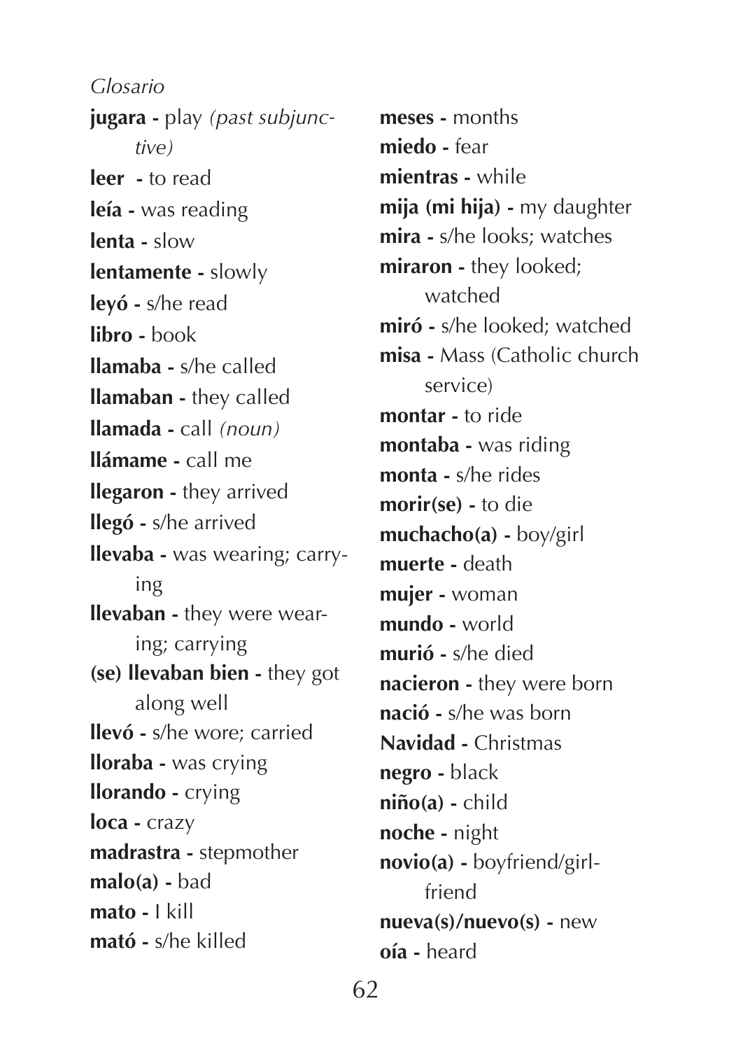*Glosario*

**jugara -** play *(past subjunctive)*
**leer -** to read
**leía -** was reading
**lenta -** slow
**lentamente -** slowly
**leyó -** s/he read
**libro -** book
**llamaba -** s/he called
**llamaban -** they called
**llamada -** call *(noun)*
**llámame -** call me
**llegaron -** they arrived
**llegó -** s/he arrived
**llevaba -** was wearing; carrying
**llevaban -** they were wearing; carrying
**(se) llevaban bien -** they got along well
**llevó -** s/he wore; carried
**lloraba -** was crying
**llorando -** crying
**loca -** crazy
**madrastra -** stepmother
**malo(a) -** bad
**mato -** I kill
**mató -** s/he killed
**meses -** months
**miedo -** fear
**mientras -** while
**mija (mi hija) -** my daughter
**mira -** s/he looks; watches
**miraron -** they looked; watched
**miró -** s/he looked; watched
**misa -** Mass (Catholic church service)
**montar -** to ride
**montaba -** was riding
**monta -** s/he rides
**morir(se) -** to die
**muchacho(a) -** boy/girl
**muerte -** death
**mujer -** woman
**mundo -** world
**murió -** s/he died
**nacieron -** they were born
**nació -** s/he was born
**Navidad -** Christmas
**negro -** black
**niño(a) -** child
**noche -** night
**novio(a) -** boyfriend/girlfriend
**nueva(s)/nuevo(s) -** new
**oía -** heard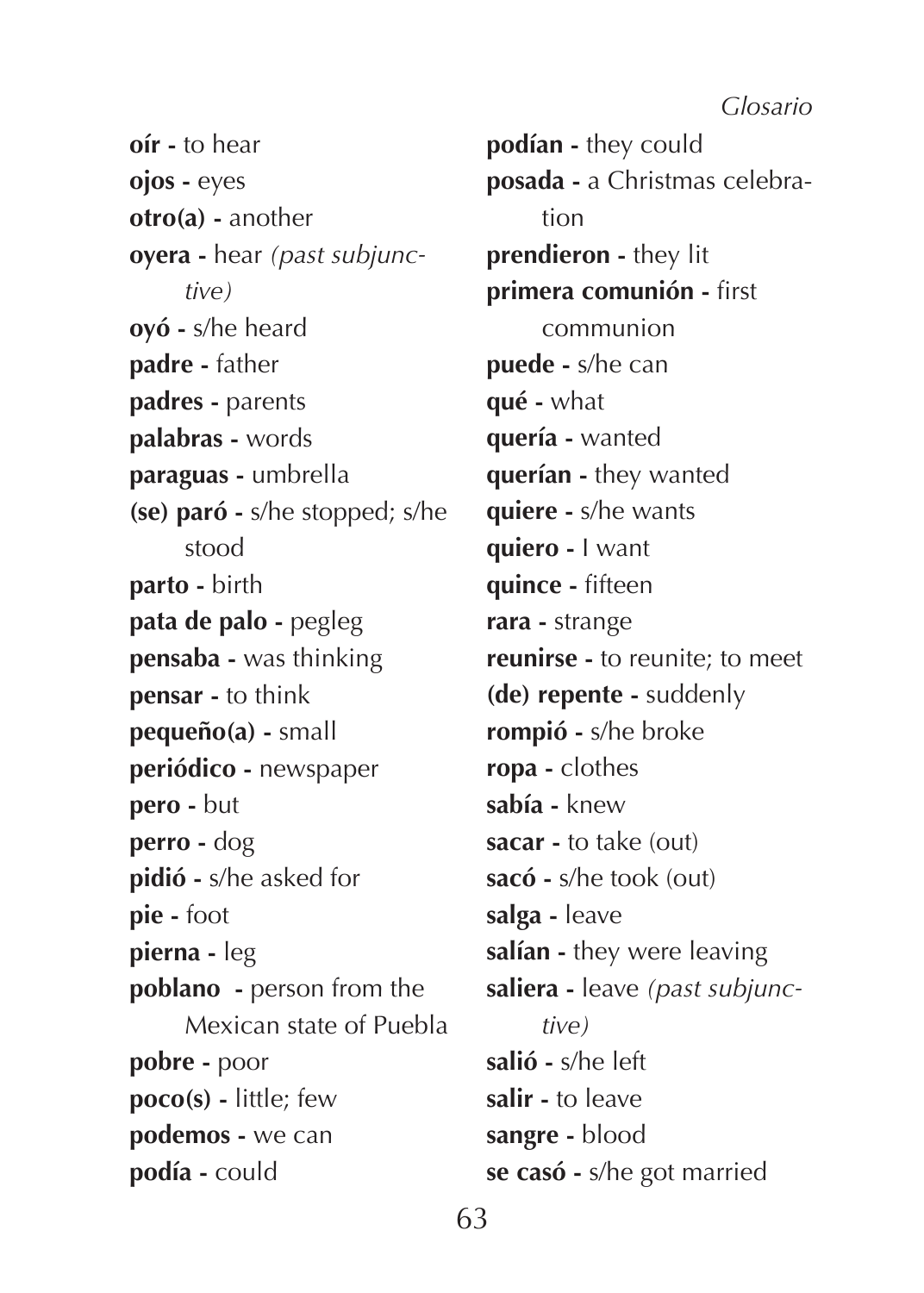**oír -** to hear
**ojos -** eyes
**otro(a) -** another
**oyera -** hear *(past subjunctive)*
**oyó -** s/he heard
**padre -** father
**padres -** parents
**palabras -** words
**paraguas -** umbrella
**(se) paró -** s/he stopped; s/he stood
**parto -** birth
**pata de palo -** pegleg
**pensaba -** was thinking
**pensar -** to think
**pequeño(a) -** small
**periódico -** newspaper
**pero -** but
**perro -** dog
**pidió -** s/he asked for
**pie -** foot
**pierna -** leg
**poblano -** person from the Mexican state of Puebla
**pobre -** poor
**poco(s) -** little; few
**podemos -** we can
**podía -** could
**podían -** they could
**posada -** a Christmas celebration
**prendieron -** they lit
**primera comunión -** first communion
**puede -** s/he can
**qué -** what
**quería -** wanted
**querían -** they wanted
**quiere -** s/he wants
**quiero -** I want
**quince -** fifteen
**rara -** strange
**reunirse -** to reunite; to meet
**(de) repente -** suddenly
**rompió -** s/he broke
**ropa -** clothes
**sabía -** knew
**sacar -** to take (out)
**sacó -** s/he took (out)
**salga -** leave
**salían -** they were leaving
**saliera -** leave *(past subjunctive)*
**salió -** s/he left
**salir -** to leave
**sangre -** blood
**se casó -** s/he got married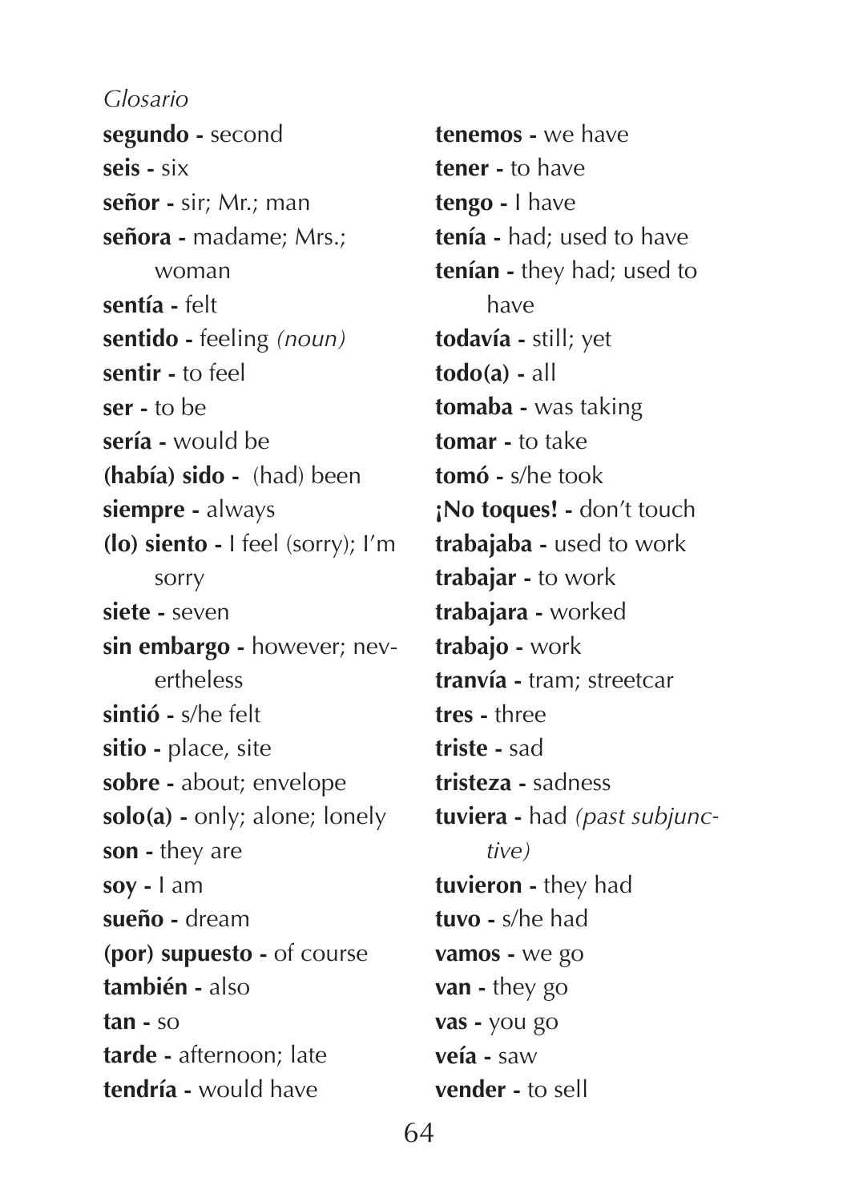*Glosario*

**segundo -** second
**seis -** six
**señor -** sir; Mr.; man
**señora -** madame; Mrs.; woman
**sentía -** felt
**sentido -** feeling *(noun)*
**sentir -** to feel
**ser -** to be
**sería -** would be
**(había) sido -** (had) been
**siempre -** always
**(lo) siento -** I feel (sorry); I'm sorry
**siete -** seven
**sin embargo -** however; nevertheless
**sintió -** s/he felt
**sitio -** place, site
**sobre -** about; envelope
**solo(a) -** only; alone; lonely
**son -** they are
**soy -** I am
**sueño -** dream
**(por) supuesto -** of course
**también -** also
**tan -** so
**tarde -** afternoon; late
**tendría -** would have
**tenemos -** we have
**tener -** to have
**tengo -** I have
**tenía -** had; used to have
**tenían -** they had; used to have
**todavía -** still; yet
**todo(a) -** all
**tomaba -** was taking
**tomar -** to take
**tomó -** s/he took
**¡No toques! -** don't touch
**trabajaba -** used to work
**trabajar -** to work
**trabajara -** worked
**trabajo -** work
**tranvía -** tram; streetcar
**tres -** three
**triste -** sad
**tristeza -** sadness
**tuviera -** had *(past subjunctive)*
**tuvieron -** they had
**tuvo -** s/he had
**vamos -** we go
**van -** they go
**vas -** you go
**veía -** saw
**vender -** to sell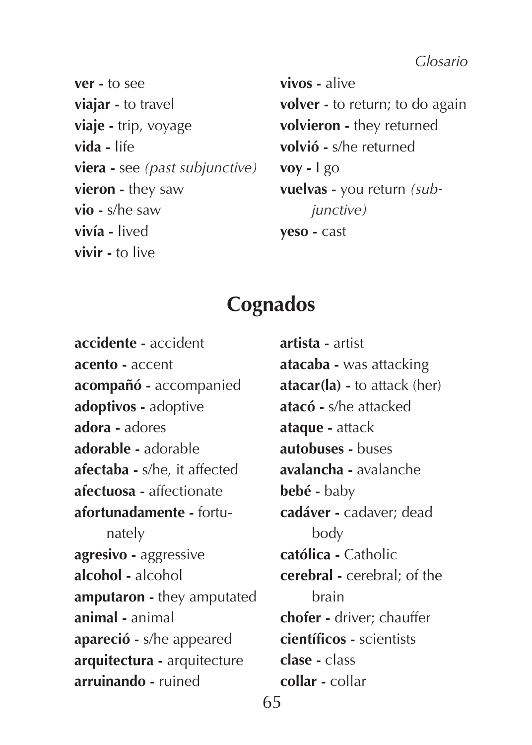**ver -** to see
**viajar -** to travel
**viaje -** trip, voyage
**vida -** life
**viera -** see *(past subjunctive)*
**vieron -** they saw
**vio -** s/he saw
**vivía -** lived
**vivir -** to live
**vivos -** alive
**volver -** to return; to do again
**volvieron -** they returned
**volvió -** s/he returned
**voy -** I go
**vuelvas -** you return *(subjunctive)*
**yeso -** cast

# Cognados

**accidente -** accident
**acento -** accent
**acompañó -** accompanied
**adoptivos -** adoptive
**adora -** adores
**adorable -** adorable
**afectaba -** s/he, it affected
**afectuosa -** affectionate
**afortunadamente -** fortunately
**agresivo -** aggressive
**alcohol -** alcohol
**amputaron -** they amputated
**animal -** animal
**apareció -** s/he appeared
**arquitectura -** arquitecture
**arruinando -** ruined
**artista -** artist
**atacaba -** was attacking
**atacar(la) -** to attack (her)
**atacó -** s/he attacked
**ataque -** attack
**autobuses -** buses
**avalancha -** avalanche
**bebé -** baby
**cadáver -** cadaver; dead body
**católica -** Catholic
**cerebral -** cerebral; of the brain
**chofer -** driver; chauffer
**científicos -** scientists
**clase -** class
**collar -** collar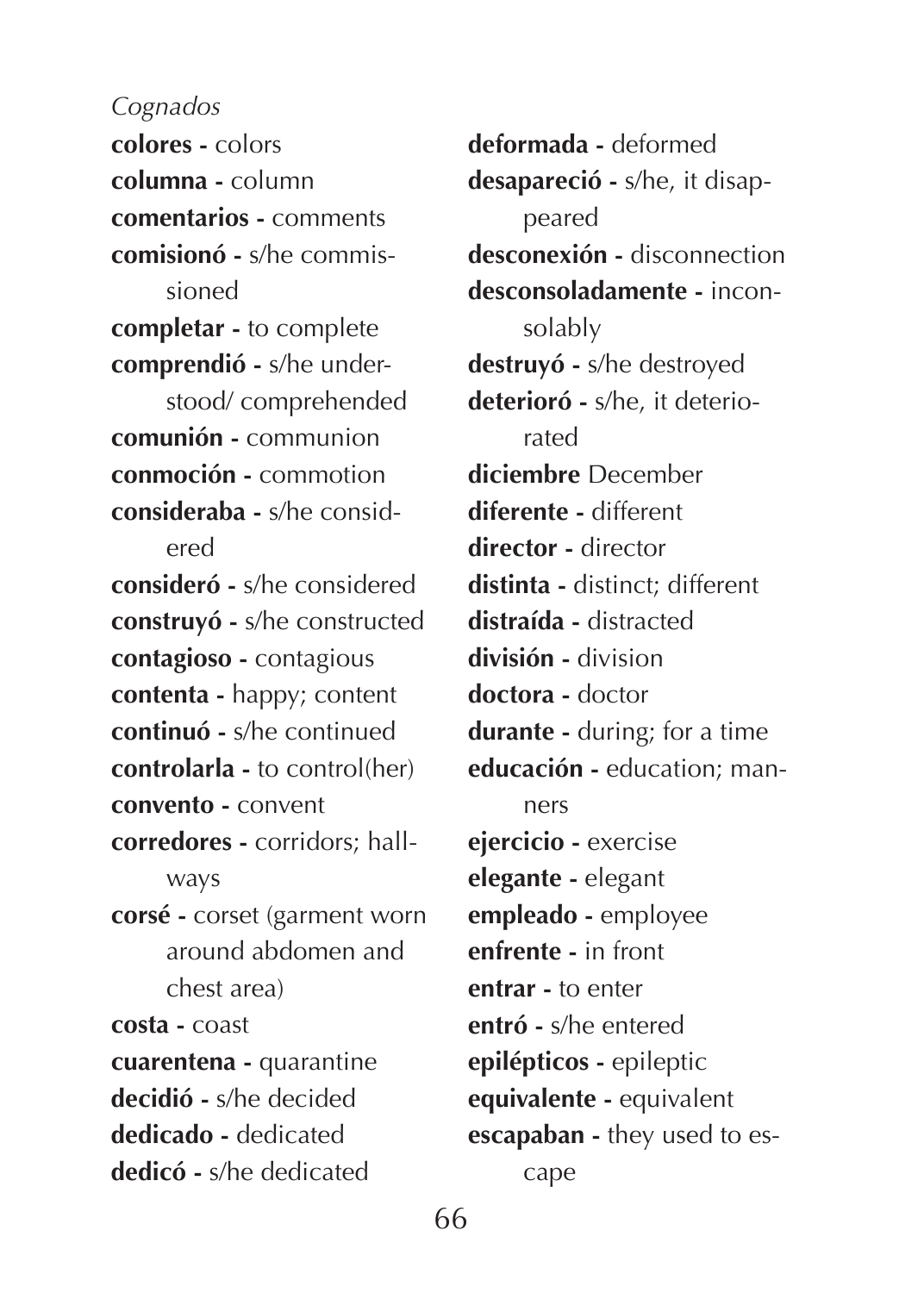*Cognados*

**colores -** colors
**columna -** column
**comentarios -** comments
**comisionó -** s/he commissioned
**completar -** to complete
**comprendió -** s/he understood/ comprehended
**comunión -** communion
**conmoción -** commotion
**consideraba -** s/he considered
**consideró -** s/he considered
**construyó -** s/he constructed
**contagioso -** contagious
**contenta -** happy; content
**continuó -** s/he continued
**controlarla -** to control(her)
**convento -** convent
**corredores -** corridors; hallways
**corsé -** corset (garment worn around abdomen and chest area)
**costa -** coast
**cuarentena -** quarantine
**decidió -** s/he decided
**dedicado -** dedicated
**dedicó -** s/he dedicated
**deformada -** deformed
**desapareció -** s/he, it disappeared
**desconexión -** disconnection
**desconsoladamente -** inconsolably
**destruyó -** s/he destroyed
**deterioró -** s/he, it deteriorated
**diciembre** December
**diferente -** different
**director -** director
**distinta -** distinct; different
**distraída -** distracted
**división -** division
**doctora -** doctor
**durante -** during; for a time
**educación -** education; manners
**ejercicio -** exercise
**elegante -** elegant
**empleado -** employee
**enfrente -** in front
**entrar -** to enter
**entró -** s/he entered
**epilépticos -** epileptic
**equivalente -** equivalent
**escapaban -** they used to escape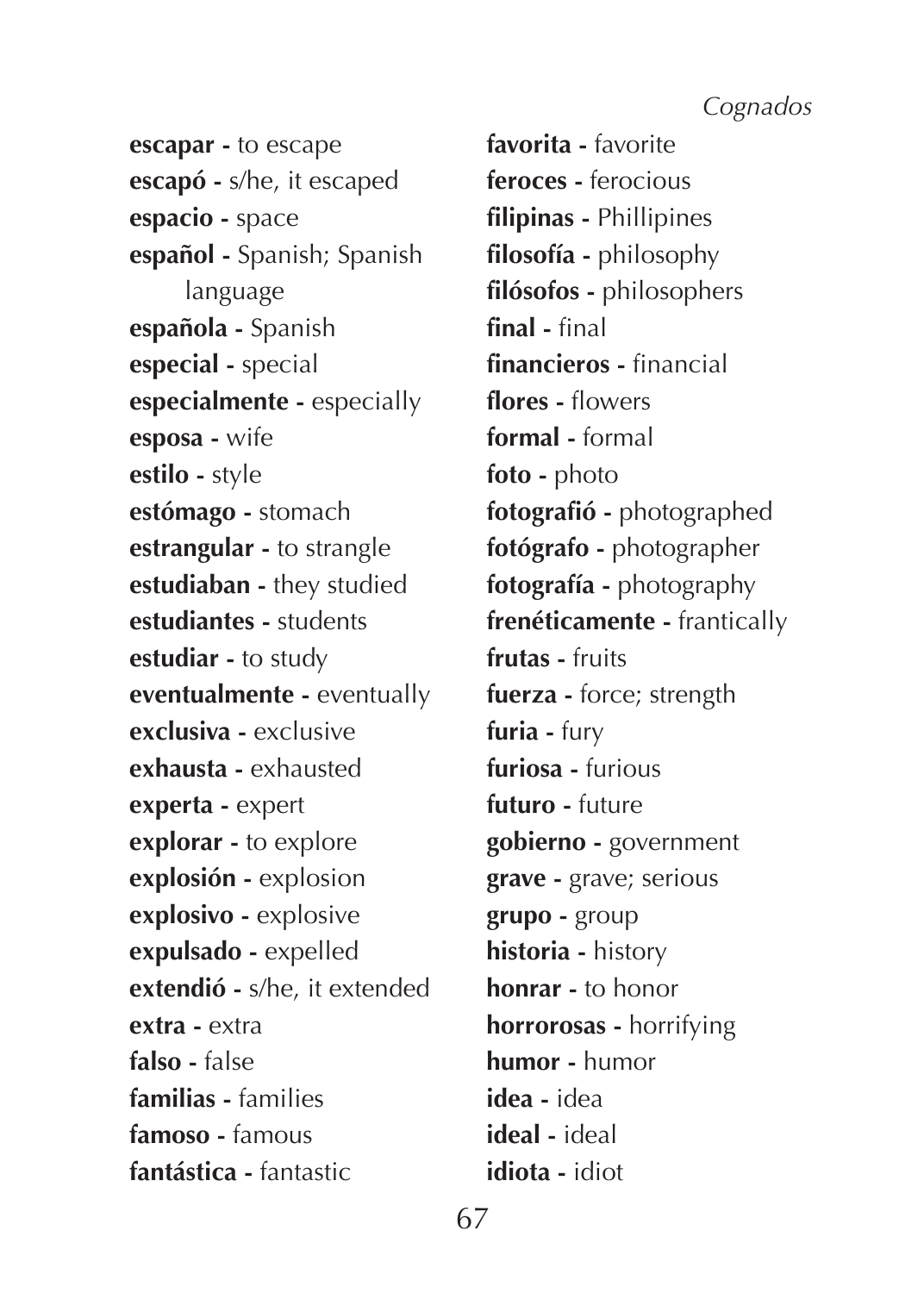**escapar -** to escape
**escapó -** s/he, it escaped
**espacio -** space
**español -** Spanish; Spanish language
**española -** Spanish
**especial -** special
**especialmente -** especially
**esposa -** wife
**estilo -** style
**estómago -** stomach
**estrangular -** to strangle
**estudiaban -** they studied
**estudiantes -** students
**estudiar -** to study
**eventualmente -** eventually
**exclusiva -** exclusive
**exhausta -** exhausted
**experta -** expert
**explorar -** to explore
**explosión -** explosion
**explosivo -** explosive
**expulsado -** expelled
**extendió -** s/he, it extended
**extra -** extra
**falso -** false
**familias -** families
**famoso -** famous
**fantástica -** fantastic
**favorita -** favorite
**feroces -** ferocious
**filipinas -** Phillipines
**filosofía -** philosophy
**filósofos -** philosophers
**final -** final
**financieros -** financial
**flores -** flowers
**formal -** formal
**foto -** photo
**fotografió -** photographed
**fotógrafo -** photographer
**fotografía -** photography
**frenéticamente -** frantically
**frutas -** fruits
**fuerza -** force; strength
**furia -** fury
**furiosa -** furious
**futuro -** future
**gobierno -** government
**grave -** grave; serious
**grupo -** group
**historia -** history
**honrar -** to honor
**horrorosas -** horrifying
**humor -** humor
**idea -** idea
**ideal -** ideal
**idiota -** idiot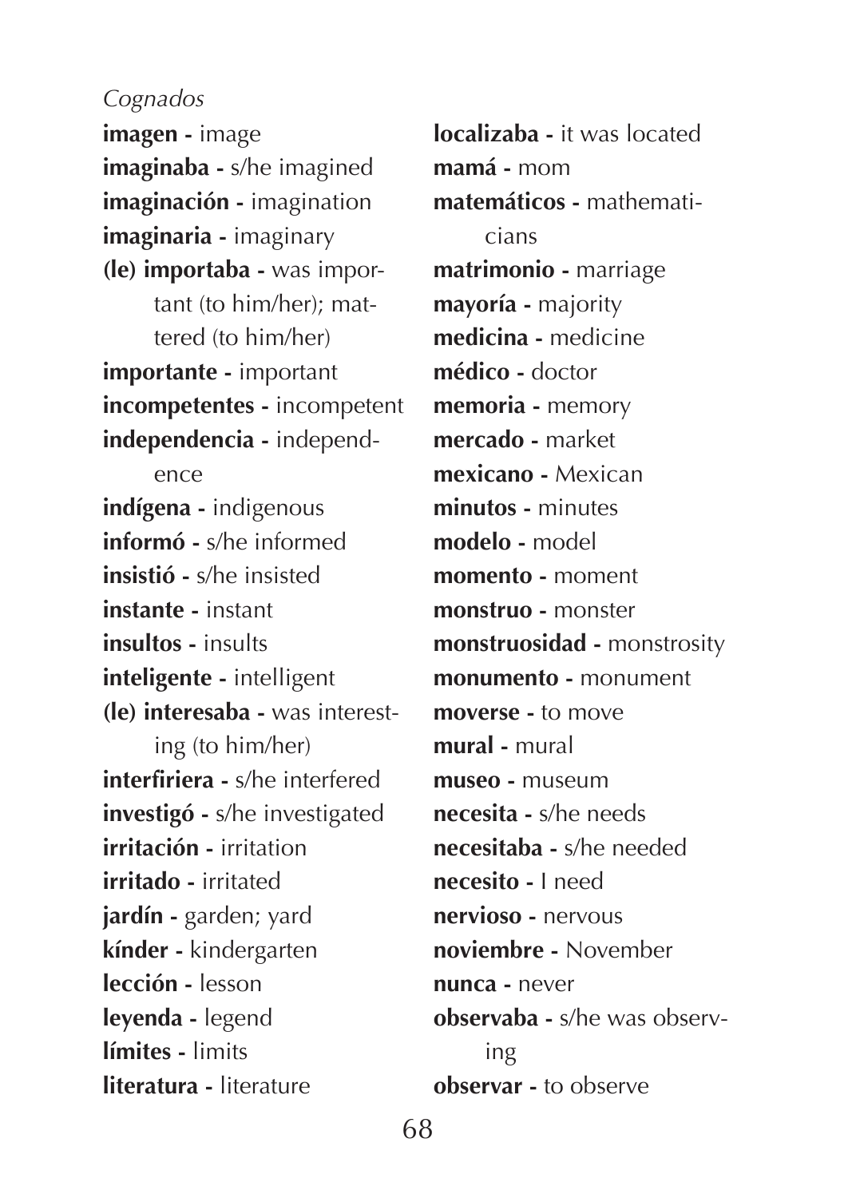*Cognados*

**imagen -** image
**imaginaba -** s/he imagined
**imaginación -** imagination
**imaginaria -** imaginary
**(le) importaba -** was important (to him/her); mattered (to him/her)
**importante -** important
**incompetentes -** incompetent
**independencia -** independence
**indígena -** indigenous
**informó -** s/he informed
**insistió -** s/he insisted
**instante -** instant
**insultos -** insults
**inteligente -** intelligent
**(le) interesaba -** was interesting (to him/her)
**interfiriera -** s/he interfered
**investigó -** s/he investigated
**irritación -** irritation
**irritado -** irritated
**jardín -** garden; yard
**kínder -** kindergarten
**lección -** lesson
**leyenda -** legend
**límites -** limits
**literatura -** literature
**localizaba -** it was located
**mamá -** mom
**matemáticos -** mathematicians
**matrimonio -** marriage
**mayoría -** majority
**medicina -** medicine
**médico -** doctor
**memoria -** memory
**mercado -** market
**mexicano -** Mexican
**minutos -** minutes
**modelo -** model
**momento -** moment
**monstruo -** monster
**monstruosidad -** monstrosity
**monumento -** monument
**moverse -** to move
**mural -** mural
**museo -** museum
**necesita -** s/he needs
**necesitaba -** s/he needed
**necesito -** I need
**nervioso -** nervous
**noviembre -** November
**nunca -** never
**observaba -** s/he was observing
**observar -** to observe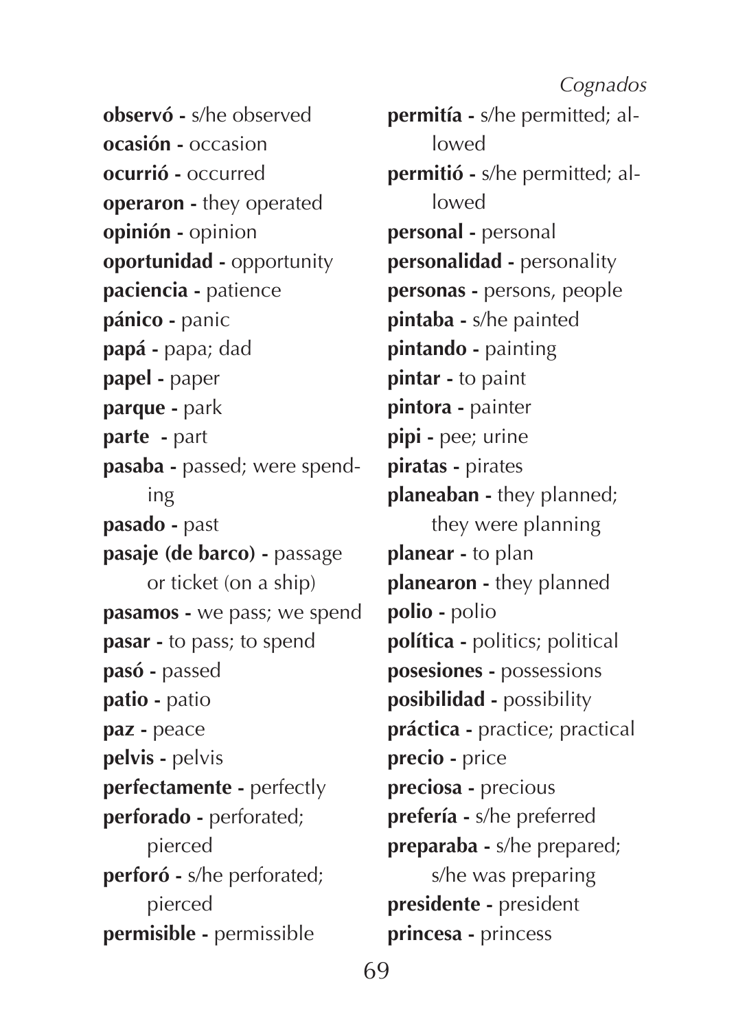**observó -** s/he observed
**ocasión -** occasion
**ocurrió -** occurred
**operaron -** they operated
**opinión -** opinion
**oportunidad -** opportunity
**paciencia -** patience
**pánico -** panic
**papá -** papa; dad
**papel -** paper
**parque -** park
**parte -** part
**pasaba -** passed; were spending
**pasado -** past
**pasaje (de barco) -** passage or ticket (on a ship)
**pasamos -** we pass; we spend
**pasar -** to pass; to spend
**pasó -** passed
**patio -** patio
**paz -** peace
**pelvis -** pelvis
**perfectamente -** perfectly
**perforado -** perforated; pierced
**perforó -** s/he perforated; pierced
**permisible -** permissible
**permitía -** s/he permitted; allowed
**permitió -** s/he permitted; allowed
**personal -** personal
**personalidad -** personality
**personas -** persons, people
**pintaba -** s/he painted
**pintando -** painting
**pintar -** to paint
**pintora -** painter
**pipi -** pee; urine
**piratas -** pirates
**planeaban -** they planned; they were planning
**planear -** to plan
**planearon -** they planned
**polio -** polio
**política -** politics; political
**posesiones -** possessions
**posibilidad -** possibility
**práctica -** practice; practical
**precio -** price
**preciosa -** precious
**prefería -** s/he preferred
**preparaba -** s/he prepared; s/he was preparing
**presidente -** president
**princesa -** princess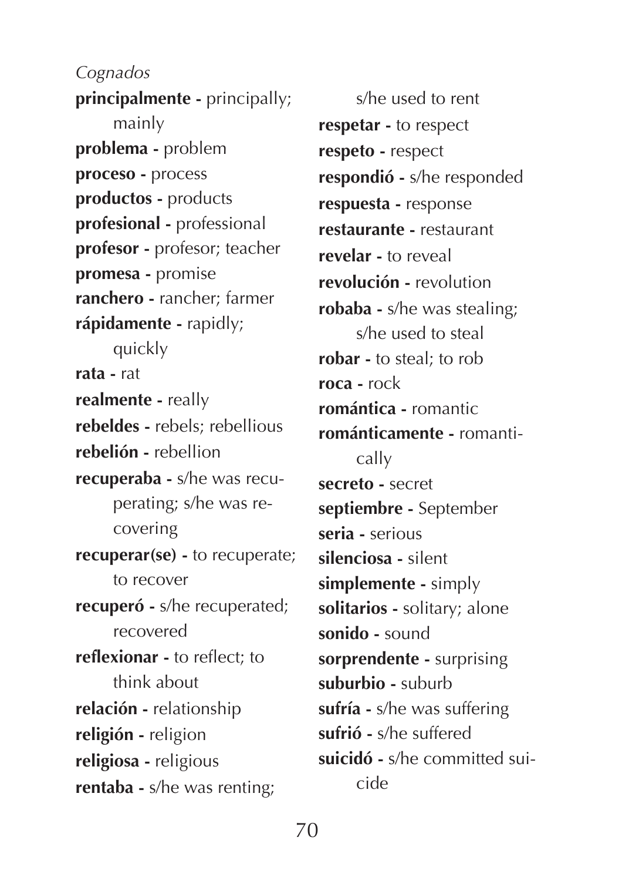*Cognados*

**principalmente -** principally; mainly
**problema -** problem
**proceso -** process
**productos -** products
**profesional -** professional
**profesor -** profesor; teacher
**promesa -** promise
**ranchero -** rancher; farmer
**rápidamente -** rapidly; quickly
**rata -** rat
**realmente -** really
**rebeldes -** rebels; rebellious
**rebelión -** rebellion
**recuperaba -** s/he was recuperating; s/he was recovering
**recuperar(se) -** to recuperate; to recover
**recuperó -** s/he recuperated; recovered
**reflexionar -** to reflect; to think about
**relación -** relationship
**religión -** religion
**religiosa -** religious
**rentaba -** s/he was renting; s/he used to rent
**respetar -** to respect
**respeto -** respect
**respondió -** s/he responded
**respuesta -** response
**restaurante -** restaurant
**revelar -** to reveal
**revolución -** revolution
**robaba -** s/he was stealing; s/he used to steal
**robar -** to steal; to rob
**roca -** rock
**romántica -** romantic
**románticamente -** romantically
**secreto -** secret
**septiembre -** September
**seria -** serious
**silenciosa -** silent
**simplemente -** simply
**solitarios -** solitary; alone
**sonido -** sound
**sorprendente -** surprising
**suburbio -** suburb
**sufría -** s/he was suffering
**sufrió -** s/he suffered
**suicidó -** s/he committed suicide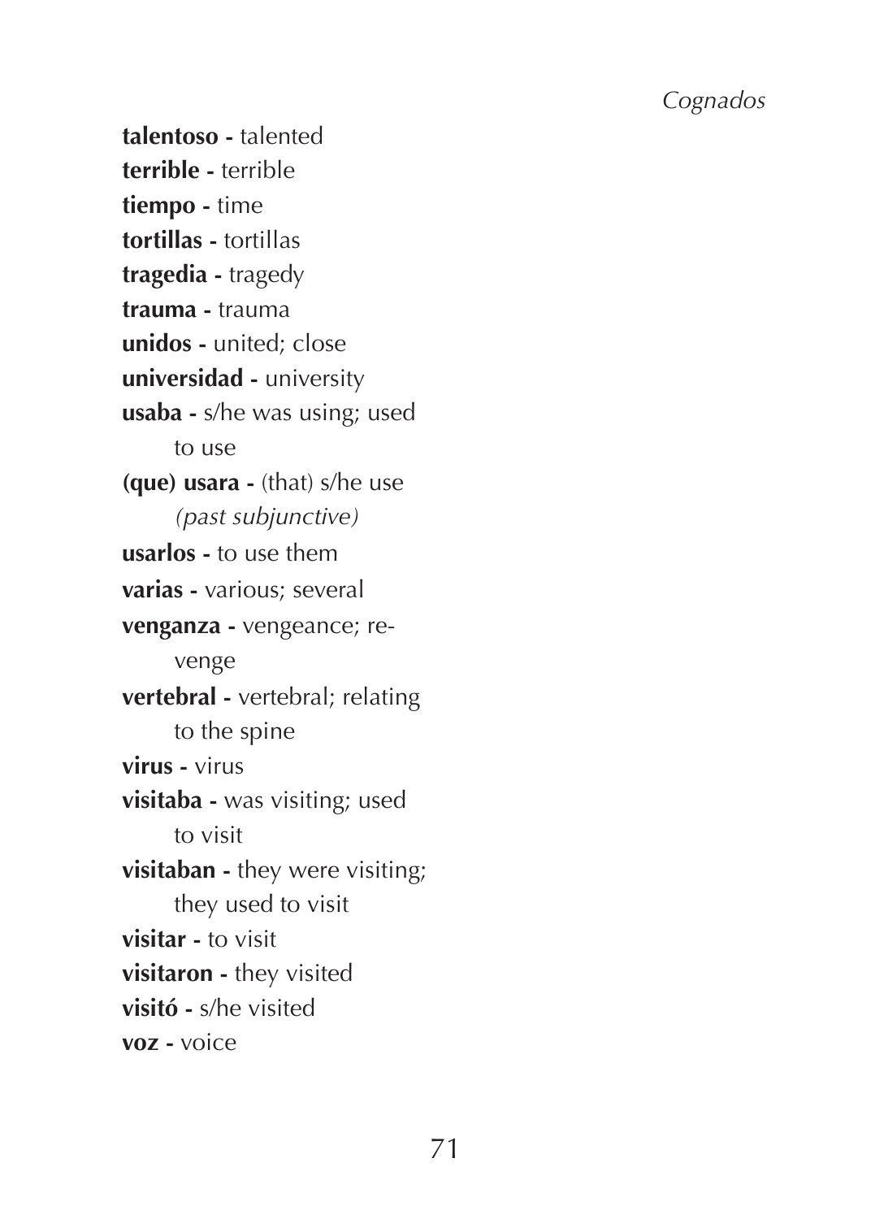**talentoso -** talented
**terrible -** terrible
**tiempo -** time
**tortillas -** tortillas
**tragedia -** tragedy
**trauma -** trauma
**unidos -** united; close
**universidad -** university
**usaba -** s/he was using; used to use
**(que) usara -** (that) s/he use *(past subjunctive)*
**usarlos -** to use them
**varias -** various; several
**venganza -** vengeance; revenge
**vertebral -** vertebral; relating to the spine
**virus -** virus
**visitaba -** was visiting; used to visit
**visitaban -** they were visiting; they used to visit
**visitar -** to visit
**visitaron -** they visited
**visitó -** s/he visited
**voz -** voice